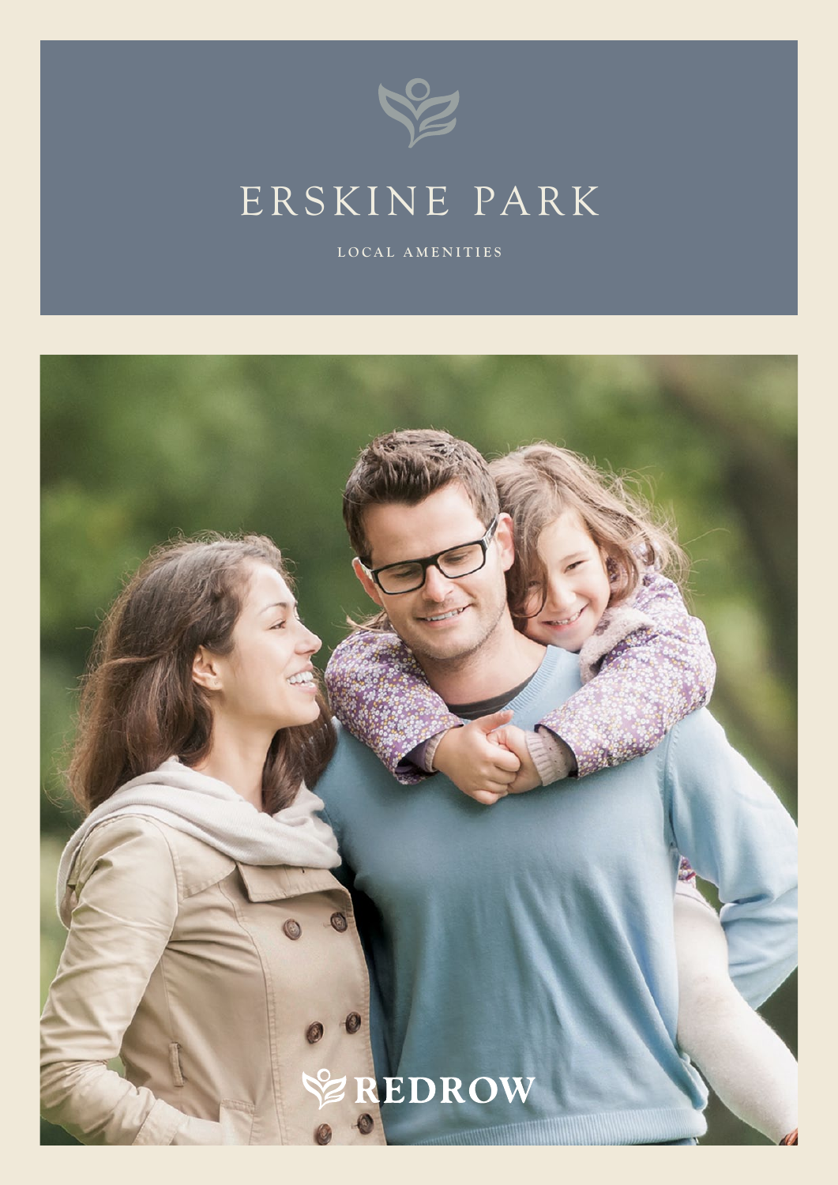# ERSKINE PARK

LOCAL AMENITIES

REDROW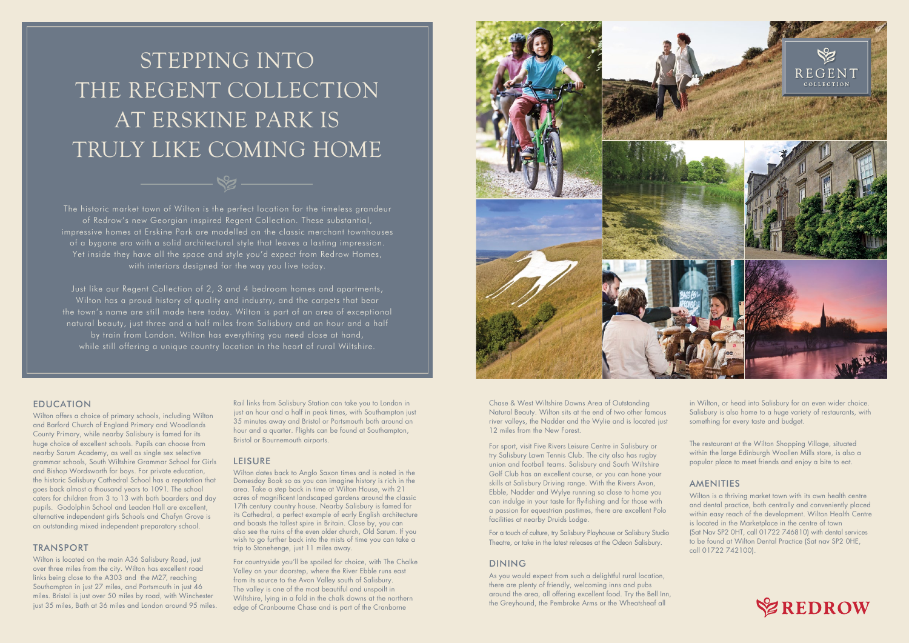# STEPPING INTO THE REGENT COLLECTION AT ERSKINE PARK IS TRULY LIKE COMING HOME

The historic market town of Wilton is the perfect location for the timeless grandeur of Redrow's new Georgian inspired Regent Collection. These substantial, impressive homes at Erskine Park are modelled on the classic merchant townhouses of a bygone era with a solid architectural style that leaves a lasting impression. Yet inside they have all the space and style you'd expect from Redrow Homes, with interiors designed for the way you live today.

Just like our Regent Collection of 2, 3 and 4 bedroom homes and apartments, Wilton has a proud history of quality and industry, and the carpets that bear the town's name are still made here today. Wilton is part of an area of exceptional natural beauty, just three and a half miles from Salisbury and an hour and a half by train from London. Wilton has everything you need close at hand, while still offering a unique country location in the heart of rural Wiltshire.

## EDUCATION

Wilton offers a choice of primary schools, including Wilton and Barford Church of England Primary and Woodlands County Primary, while nearby Salisbury is famed for its huge choice of excellent schools. Pupils can choose from nearby Sarum Academy, as well as single sex selective grammar schools, South Wiltshire Grammar School for Girls and Bishop Wordsworth for boys. For private education, the historic Salisbury Cathedral School has a reputation that goes back almost a thousand years to 1091. The school caters for children from 3 to 13 with both boarders and day pupils. Godolphin School and Leaden Hall are excellent, alternative independent girls Schools and Chafyn Grove is an outstanding mixed independent preparatory school.

## TRANSPORT

Wilton is located on the main A36 Salisbury Road, just over three miles from the city. Wilton has excellent road links being close to the A303 and the M27, reaching Southampton in just 27 miles, and Portsmouth in just 46 miles. Bristol is just over 50 miles by road, with Winchester just 35 miles, Bath at 36 miles and London around 95 miles.

Rail links from Salisbury Station can take you to London in just an hour and a half in peak times, with Southampton just 35 minutes away and Bristol or Portsmouth both around an hour and a quarter. Flights can be found at Southampton, Bristol or Bournemouth airports.

## LEISURE

Wilton dates back to Anglo Saxon times and is noted in the Domesday Book so as you can imagine history is rich in the area. Take a step back in time at Wilton House, with 21 acres of magnificent landscaped gardens around the classic 17th century country house. Nearby Salisbury is famed for its Cathedral, a perfect example of early English architecture and boasts the tallest spire in Britain. Close by, you can also see the ruins of the even older church, Old Sarum. If you wish to go further back into the mists of time you can take a trip to Stonehenge, just 11 miles away.

For countryside you'll be spoiled for choice, with The Chalke Valley on your doorstep, where the River Ebble runs east from its source to the Avon Valley south of Salisbury. The valley is one of the most beautiful and unspoilt in Wiltshire, lying in a fold in the chalk downs at the northern edge of Cranbourne Chase and is part of the Cranborne Chase & West Wiltshire Downs Area of Outstanding Natural Beauty. Wilton sits at the end of two other famous river valleys, the Nadder and the Wylie and is located just 12 miles from the New Forest.

For sport, visit Five Rivers Leisure Centre in Salisbury or try Salisbury Lawn Tennis Club. The city also has rugby union and football teams. Salisbury and South Wiltshire Golf Club has an excellent course, or you can hone your skills at Salisbury Driving range. With the Rivers Avon, Ebble, Nadder and Wylye running so close to home you can indulge in your taste for fly-fishing and for those with a passion for equestrian pastimes, there are excellent Polo facilities at nearby Druids Lodge.

For a touch of culture, try Salisbury Playhouse or Salisbury Studio Theatre, or take in the latest releases at the Odeon Salisbury.

## DINING

As you would expect from such a delightful rural location, there are plenty of friendly, welcoming inns and pubs around the area, all offering excellent food. Try the Bell Inn, the Greyhound, the Pembroke Arms or the Wheatsheaf all in Wilton, or head into Salisbury for an even wider choice. Salisbury is also home to a huge variety of restaurants, with something for every taste and budget.

The restaurant at the Wilton Shopping Village, situated within the large Edinburgh Woollen Mills store, is also a popular place to meet friends and enjoy a bite to eat.

## AMENITIES

Wilton is a thriving market town with its own health centre and dental practice, both centrally and conveniently placed within easy reach of the development. Wilton Health Centre is located in the Marketplace in the centre of town (Sat Nav SP2 0HT, call 01722 746810) with dental services to be found at Wilton Dental Practice (Sat nav SP2 0HE, call 01722 742100).

REDROW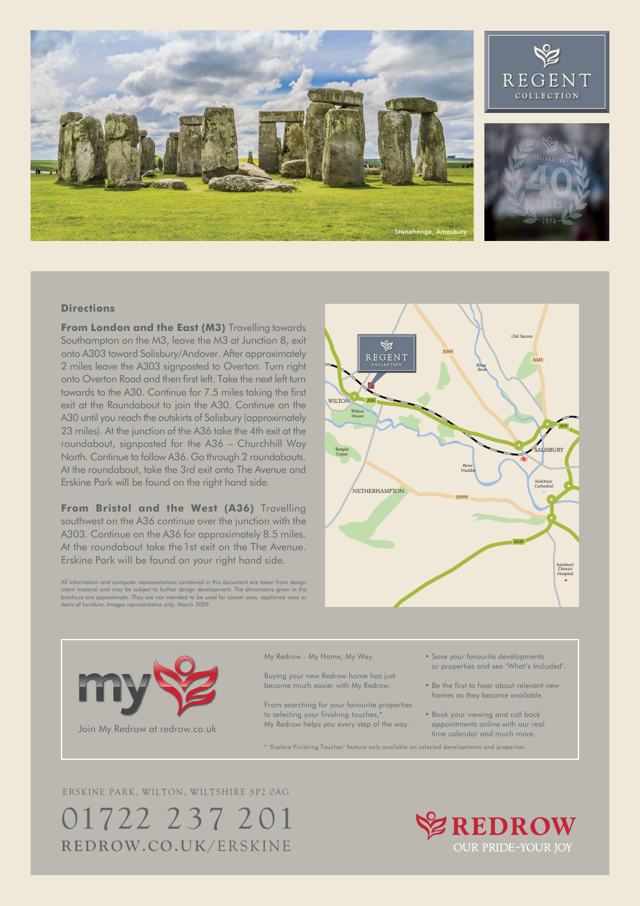Stonehenge, Amesbury

REGENT COLLECTION

CELEBRATING 40 YEARS EST 1974

## Directions

**From London and the East (M3)** Travelling towards Southampton on the M3, leave the M3 at Junction 8, exit onto A303 toward Salisbury/Andover. After approximately 2 miles leave the A303 signposted to Overton. Turn right onto Overton Road and then first left. Take the next left turn towards to the A30. Continue for 7.5 miles taking the first exit at the Roundabout to join the A30. Continue on the A30 until you reach the outskirts of Salisbury (approximately 23 miles). At the junction of the A36 take the 4th exit at the roundabout, signposted for the A36 – Churchhill Way North. Continue to follow A36. Go through 2 roundabouts. At the roundabout, take the 3rd exit onto The Avenue and Erskine Park will be found on the right hand side.

**From Bristol and the West (A36)** Travelling southwest on the A36 continue over the junction with the A303. Continue on the A36 for approximately 8.5 miles. At the roundabout take the 1st exit on the The Avenue. Erskine Park will be found on your right hand side.

All information and computer representations contained in this document are taken from design intent material and may be subject to further design development. The dimensions given in the brochure are approximate. They are not intended to be used for carpet sizes, appliance sizes or items of furniture. Images representative only. March 2009.

REGENT COLLECTION
Old Sarum
A360
A345
River Avon
WILTON
A36
Wilton House
A36
SALISBURY
Temple Copse
River Nadder
Salisbury Cathedral
NETHERHAMPTON
A3094
A345
Salisbury District Hospital

my

Join My Redrow at redrow.co.uk

My Redrow - My Home, My Way.

Buying your new Redrow home has just become much easier with My Redrow.

From searching for your favourite properties to selecting your finishing touches,* My Redrow helps you every step of the way.

- Save your favourite developments or properties and see 'What's Included'.
- Be the first to hear about relevant new homes as they become available.
- Book your viewing and call back appointments online with our real time calendar and much more.

* 'Explore Finishing Touches' feature only available on selected developments and properties

ERSKINE PARK, WILTON, WILTSHIRE SP2 0AG

01722 237 201

REDROW.CO.UK/ERSKINE

REDROW
OUR PRIDE~YOUR JOY